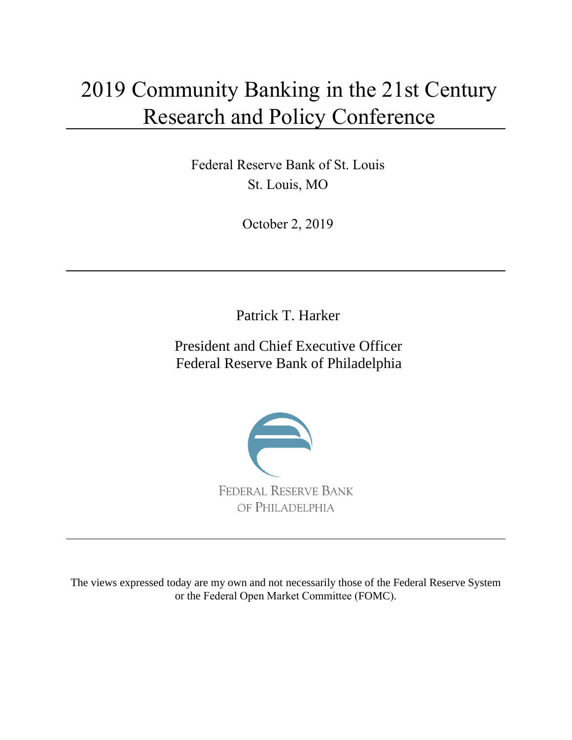# 2019 Community Banking in the 21st Century Research and Policy Conference

Federal Reserve Bank of St. Louis
St. Louis, MO

October 2, 2019

Patrick T. Harker

President and Chief Executive Officer
Federal Reserve Bank of Philadelphia

FEDERAL RESERVE BANK
OF PHILADELPHIA

The views expressed today are my own and not necessarily those of the Federal Reserve System or the Federal Open Market Committee (FOMC).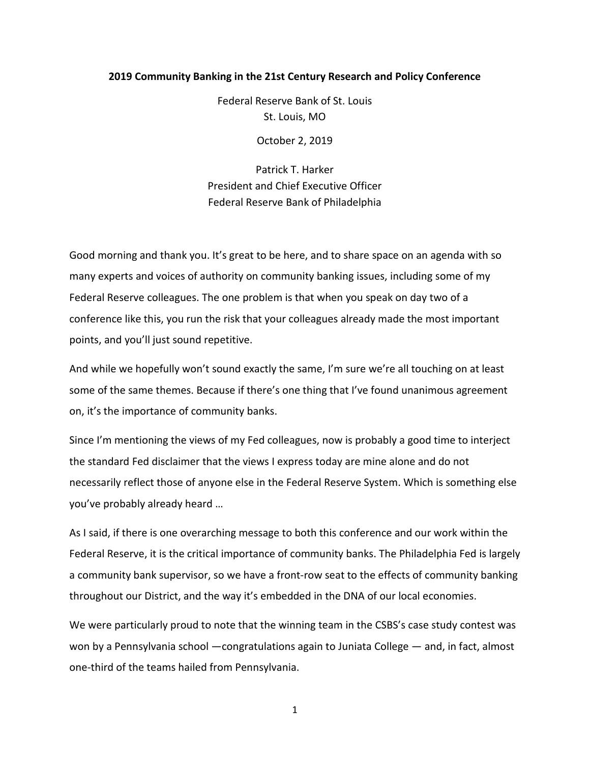**2019 Community Banking in the 21st Century Research and Policy Conference**

Federal Reserve Bank of St. Louis
St. Louis, MO

October 2, 2019

Patrick T. Harker
President and Chief Executive Officer
Federal Reserve Bank of Philadelphia

Good morning and thank you. It's great to be here, and to share space on an agenda with so many experts and voices of authority on community banking issues, including some of my Federal Reserve colleagues. The one problem is that when you speak on day two of a conference like this, you run the risk that your colleagues already made the most important points, and you'll just sound repetitive.

And while we hopefully won't sound exactly the same, I'm sure we're all touching on at least some of the same themes. Because if there's one thing that I've found unanimous agreement on, it's the importance of community banks.

Since I'm mentioning the views of my Fed colleagues, now is probably a good time to interject the standard Fed disclaimer that the views I express today are mine alone and do not necessarily reflect those of anyone else in the Federal Reserve System. Which is something else you've probably already heard …

As I said, if there is one overarching message to both this conference and our work within the Federal Reserve, it is the critical importance of community banks. The Philadelphia Fed is largely a community bank supervisor, so we have a front-row seat to the effects of community banking throughout our District, and the way it's embedded in the DNA of our local economies.

We were particularly proud to note that the winning team in the CSBS's case study contest was won by a Pennsylvania school —congratulations again to Juniata College — and, in fact, almost one-third of the teams hailed from Pennsylvania.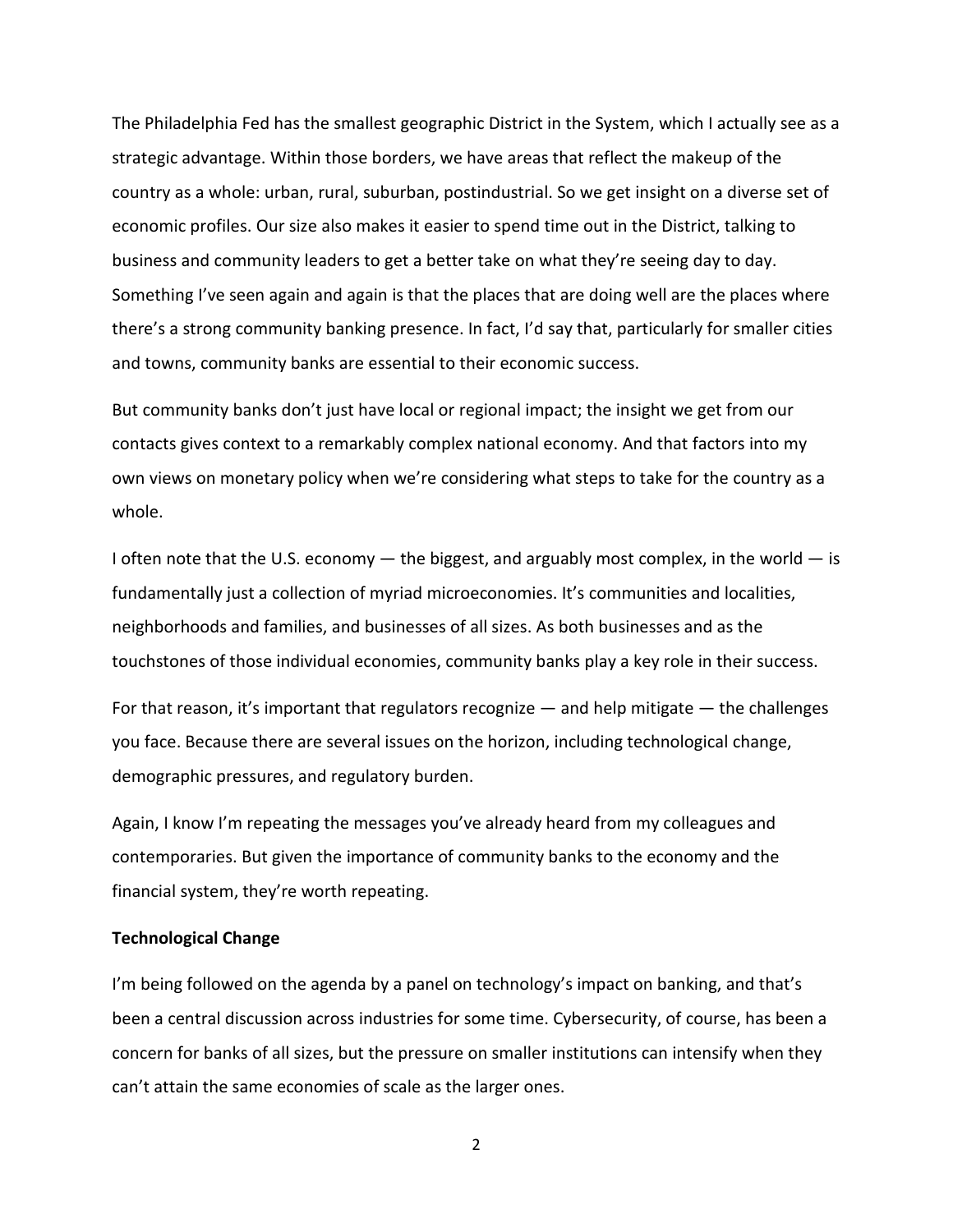The Philadelphia Fed has the smallest geographic District in the System, which I actually see as a strategic advantage. Within those borders, we have areas that reflect the makeup of the country as a whole: urban, rural, suburban, postindustrial. So we get insight on a diverse set of economic profiles. Our size also makes it easier to spend time out in the District, talking to business and community leaders to get a better take on what they're seeing day to day. Something I've seen again and again is that the places that are doing well are the places where there's a strong community banking presence. In fact, I'd say that, particularly for smaller cities and towns, community banks are essential to their economic success.

But community banks don't just have local or regional impact; the insight we get from our contacts gives context to a remarkably complex national economy. And that factors into my own views on monetary policy when we're considering what steps to take for the country as a whole.

I often note that the U.S. economy — the biggest, and arguably most complex, in the world — is fundamentally just a collection of myriad microeconomies. It's communities and localities, neighborhoods and families, and businesses of all sizes. As both businesses and as the touchstones of those individual economies, community banks play a key role in their success.

For that reason, it's important that regulators recognize — and help mitigate — the challenges you face. Because there are several issues on the horizon, including technological change, demographic pressures, and regulatory burden.

Again, I know I'm repeating the messages you've already heard from my colleagues and contemporaries. But given the importance of community banks to the economy and the financial system, they're worth repeating.

**Technological Change**

I'm being followed on the agenda by a panel on technology's impact on banking, and that's been a central discussion across industries for some time. Cybersecurity, of course, has been a concern for banks of all sizes, but the pressure on smaller institutions can intensify when they can't attain the same economies of scale as the larger ones.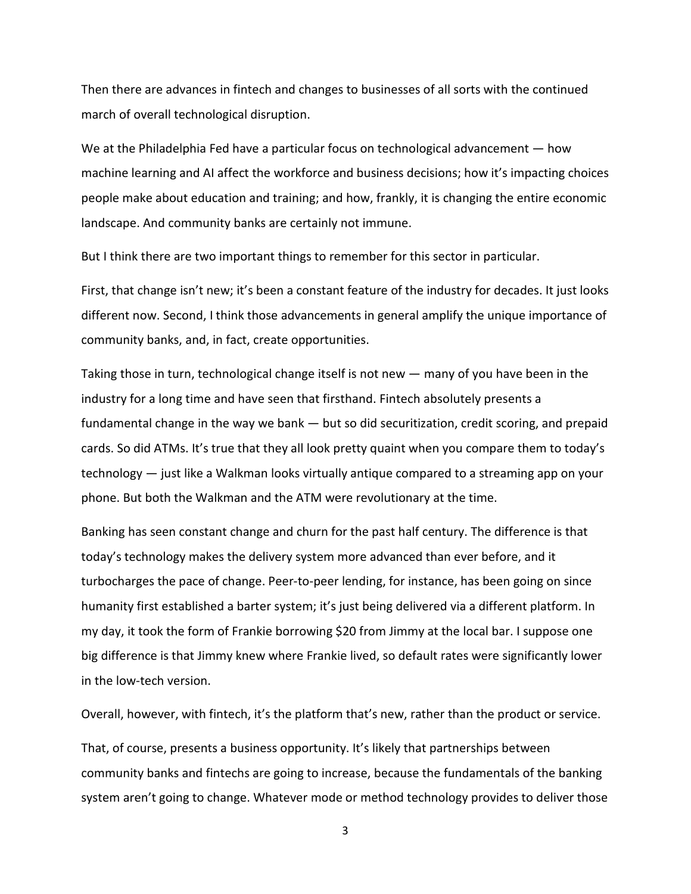Then there are advances in fintech and changes to businesses of all sorts with the continued march of overall technological disruption.

We at the Philadelphia Fed have a particular focus on technological advancement — how machine learning and AI affect the workforce and business decisions; how it's impacting choices people make about education and training; and how, frankly, it is changing the entire economic landscape. And community banks are certainly not immune.

But I think there are two important things to remember for this sector in particular.

First, that change isn't new; it's been a constant feature of the industry for decades. It just looks different now. Second, I think those advancements in general amplify the unique importance of community banks, and, in fact, create opportunities.

Taking those in turn, technological change itself is not new — many of you have been in the industry for a long time and have seen that firsthand. Fintech absolutely presents a fundamental change in the way we bank — but so did securitization, credit scoring, and prepaid cards. So did ATMs. It's true that they all look pretty quaint when you compare them to today's technology — just like a Walkman looks virtually antique compared to a streaming app on your phone. But both the Walkman and the ATM were revolutionary at the time.

Banking has seen constant change and churn for the past half century. The difference is that today's technology makes the delivery system more advanced than ever before, and it turbocharges the pace of change. Peer-to-peer lending, for instance, has been going on since humanity first established a barter system; it's just being delivered via a different platform. In my day, it took the form of Frankie borrowing $20 from Jimmy at the local bar. I suppose one big difference is that Jimmy knew where Frankie lived, so default rates were significantly lower in the low-tech version.

Overall, however, with fintech, it's the platform that's new, rather than the product or service.

That, of course, presents a business opportunity. It's likely that partnerships between community banks and fintechs are going to increase, because the fundamentals of the banking system aren't going to change. Whatever mode or method technology provides to deliver those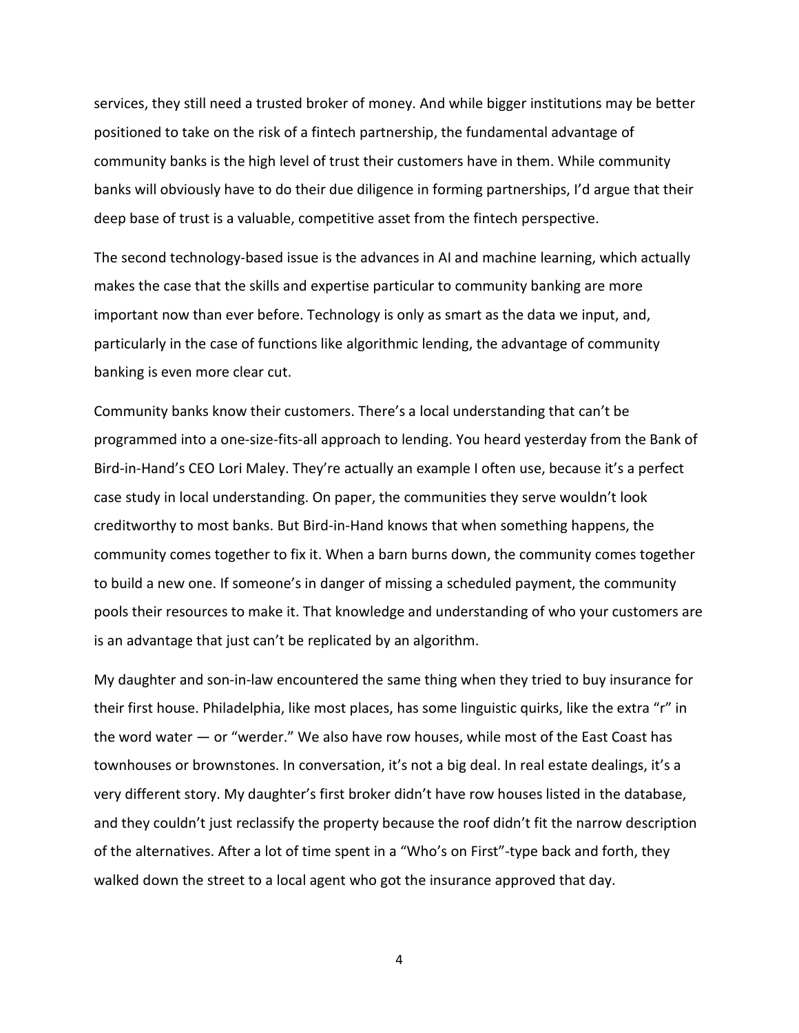services, they still need a trusted broker of money. And while bigger institutions may be better positioned to take on the risk of a fintech partnership, the fundamental advantage of community banks is the high level of trust their customers have in them. While community banks will obviously have to do their due diligence in forming partnerships, I'd argue that their deep base of trust is a valuable, competitive asset from the fintech perspective.

The second technology-based issue is the advances in AI and machine learning, which actually makes the case that the skills and expertise particular to community banking are more important now than ever before. Technology is only as smart as the data we input, and, particularly in the case of functions like algorithmic lending, the advantage of community banking is even more clear cut.

Community banks know their customers. There's a local understanding that can't be programmed into a one-size-fits-all approach to lending. You heard yesterday from the Bank of Bird-in-Hand's CEO Lori Maley. They're actually an example I often use, because it's a perfect case study in local understanding. On paper, the communities they serve wouldn't look creditworthy to most banks. But Bird-in-Hand knows that when something happens, the community comes together to fix it. When a barn burns down, the community comes together to build a new one. If someone's in danger of missing a scheduled payment, the community pools their resources to make it. That knowledge and understanding of who your customers are is an advantage that just can't be replicated by an algorithm.

My daughter and son-in-law encountered the same thing when they tried to buy insurance for their first house. Philadelphia, like most places, has some linguistic quirks, like the extra "r" in the word water — or "werder." We also have row houses, while most of the East Coast has townhouses or brownstones. In conversation, it's not a big deal. In real estate dealings, it's a very different story. My daughter's first broker didn't have row houses listed in the database, and they couldn't just reclassify the property because the roof didn't fit the narrow description of the alternatives. After a lot of time spent in a "Who's on First"-type back and forth, they walked down the street to a local agent who got the insurance approved that day.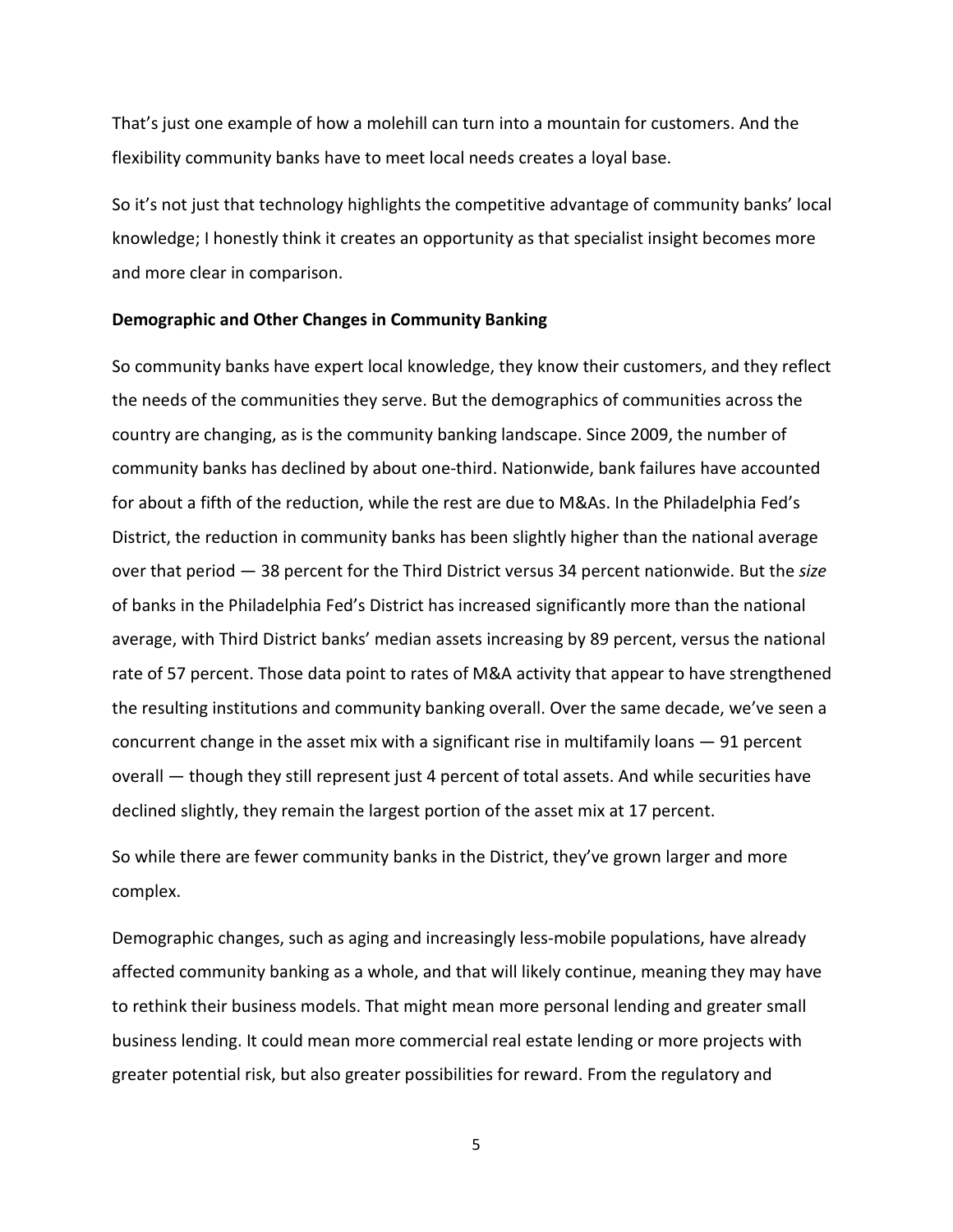That's just one example of how a molehill can turn into a mountain for customers. And the flexibility community banks have to meet local needs creates a loyal base.

So it's not just that technology highlights the competitive advantage of community banks' local knowledge; I honestly think it creates an opportunity as that specialist insight becomes more and more clear in comparison.

**Demographic and Other Changes in Community Banking**

So community banks have expert local knowledge, they know their customers, and they reflect the needs of the communities they serve. But the demographics of communities across the country are changing, as is the community banking landscape. Since 2009, the number of community banks has declined by about one-third. Nationwide, bank failures have accounted for about a fifth of the reduction, while the rest are due to M&As. In the Philadelphia Fed's District, the reduction in community banks has been slightly higher than the national average over that period — 38 percent for the Third District versus 34 percent nationwide. But the *size* of banks in the Philadelphia Fed's District has increased significantly more than the national average, with Third District banks' median assets increasing by 89 percent, versus the national rate of 57 percent. Those data point to rates of M&A activity that appear to have strengthened the resulting institutions and community banking overall. Over the same decade, we've seen a concurrent change in the asset mix with a significant rise in multifamily loans — 91 percent overall — though they still represent just 4 percent of total assets. And while securities have declined slightly, they remain the largest portion of the asset mix at 17 percent.

So while there are fewer community banks in the District, they've grown larger and more complex.

Demographic changes, such as aging and increasingly less-mobile populations, have already affected community banking as a whole, and that will likely continue, meaning they may have to rethink their business models. That might mean more personal lending and greater small business lending. It could mean more commercial real estate lending or more projects with greater potential risk, but also greater possibilities for reward. From the regulatory and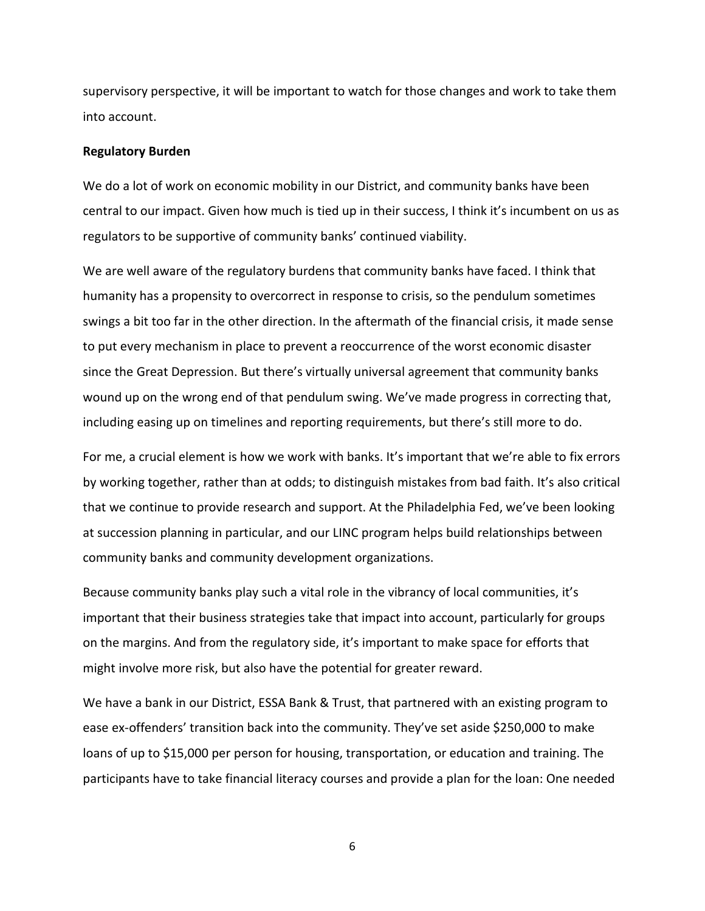supervisory perspective, it will be important to watch for those changes and work to take them into account.

**Regulatory Burden**

We do a lot of work on economic mobility in our District, and community banks have been central to our impact. Given how much is tied up in their success, I think it's incumbent on us as regulators to be supportive of community banks' continued viability.

We are well aware of the regulatory burdens that community banks have faced. I think that humanity has a propensity to overcorrect in response to crisis, so the pendulum sometimes swings a bit too far in the other direction. In the aftermath of the financial crisis, it made sense to put every mechanism in place to prevent a reoccurrence of the worst economic disaster since the Great Depression. But there's virtually universal agreement that community banks wound up on the wrong end of that pendulum swing. We've made progress in correcting that, including easing up on timelines and reporting requirements, but there's still more to do.

For me, a crucial element is how we work with banks. It's important that we're able to fix errors by working together, rather than at odds; to distinguish mistakes from bad faith. It's also critical that we continue to provide research and support. At the Philadelphia Fed, we've been looking at succession planning in particular, and our LINC program helps build relationships between community banks and community development organizations.

Because community banks play such a vital role in the vibrancy of local communities, it's important that their business strategies take that impact into account, particularly for groups on the margins. And from the regulatory side, it's important to make space for efforts that might involve more risk, but also have the potential for greater reward.

We have a bank in our District, ESSA Bank & Trust, that partnered with an existing program to ease ex-offenders' transition back into the community. They've set aside $250,000 to make loans of up to $15,000 per person for housing, transportation, or education and training. The participants have to take financial literacy courses and provide a plan for the loan: One needed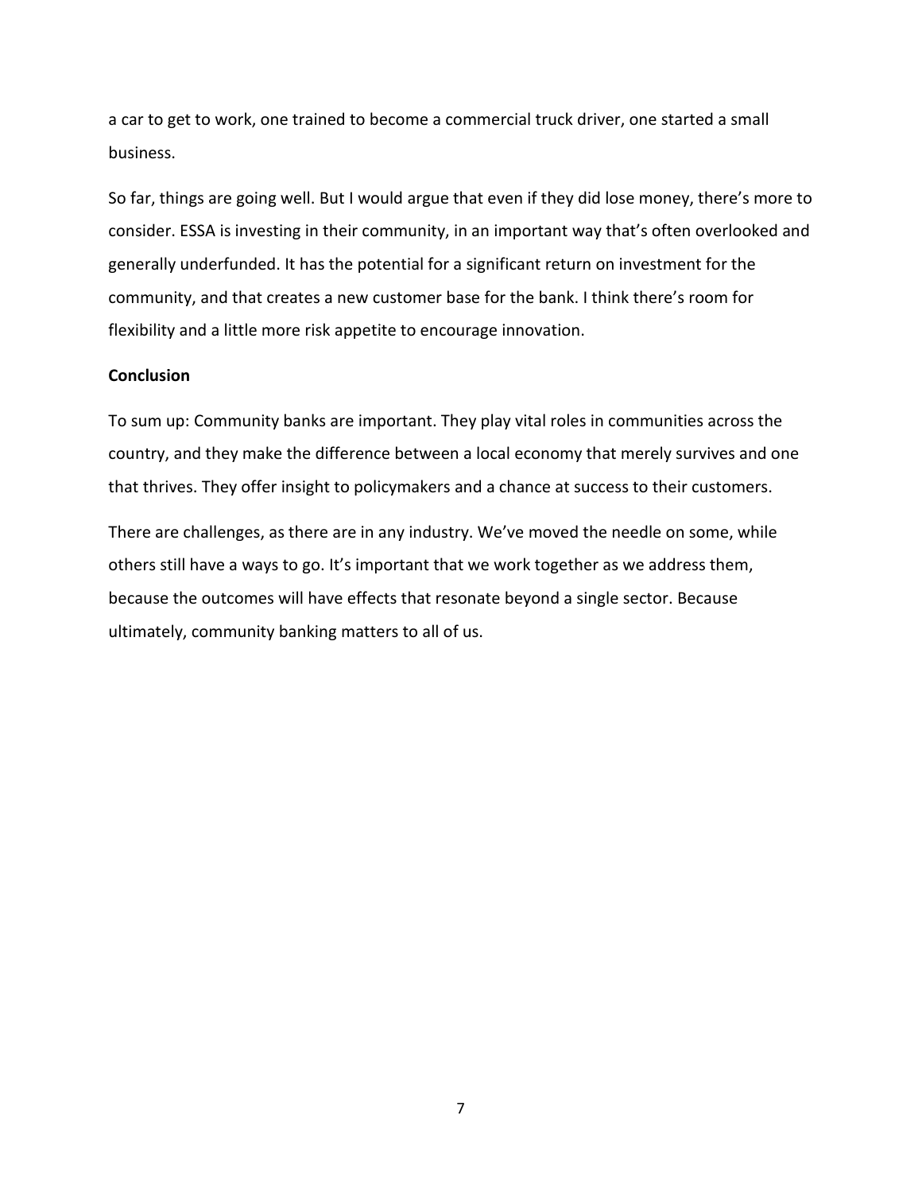a car to get to work, one trained to become a commercial truck driver, one started a small business.

So far, things are going well. But I would argue that even if they did lose money, there's more to consider. ESSA is investing in their community, in an important way that's often overlooked and generally underfunded. It has the potential for a significant return on investment for the community, and that creates a new customer base for the bank. I think there's room for flexibility and a little more risk appetite to encourage innovation.

**Conclusion**

To sum up: Community banks are important. They play vital roles in communities across the country, and they make the difference between a local economy that merely survives and one that thrives. They offer insight to policymakers and a chance at success to their customers.

There are challenges, as there are in any industry. We've moved the needle on some, while others still have a ways to go. It's important that we work together as we address them, because the outcomes will have effects that resonate beyond a single sector. Because ultimately, community banking matters to all of us.